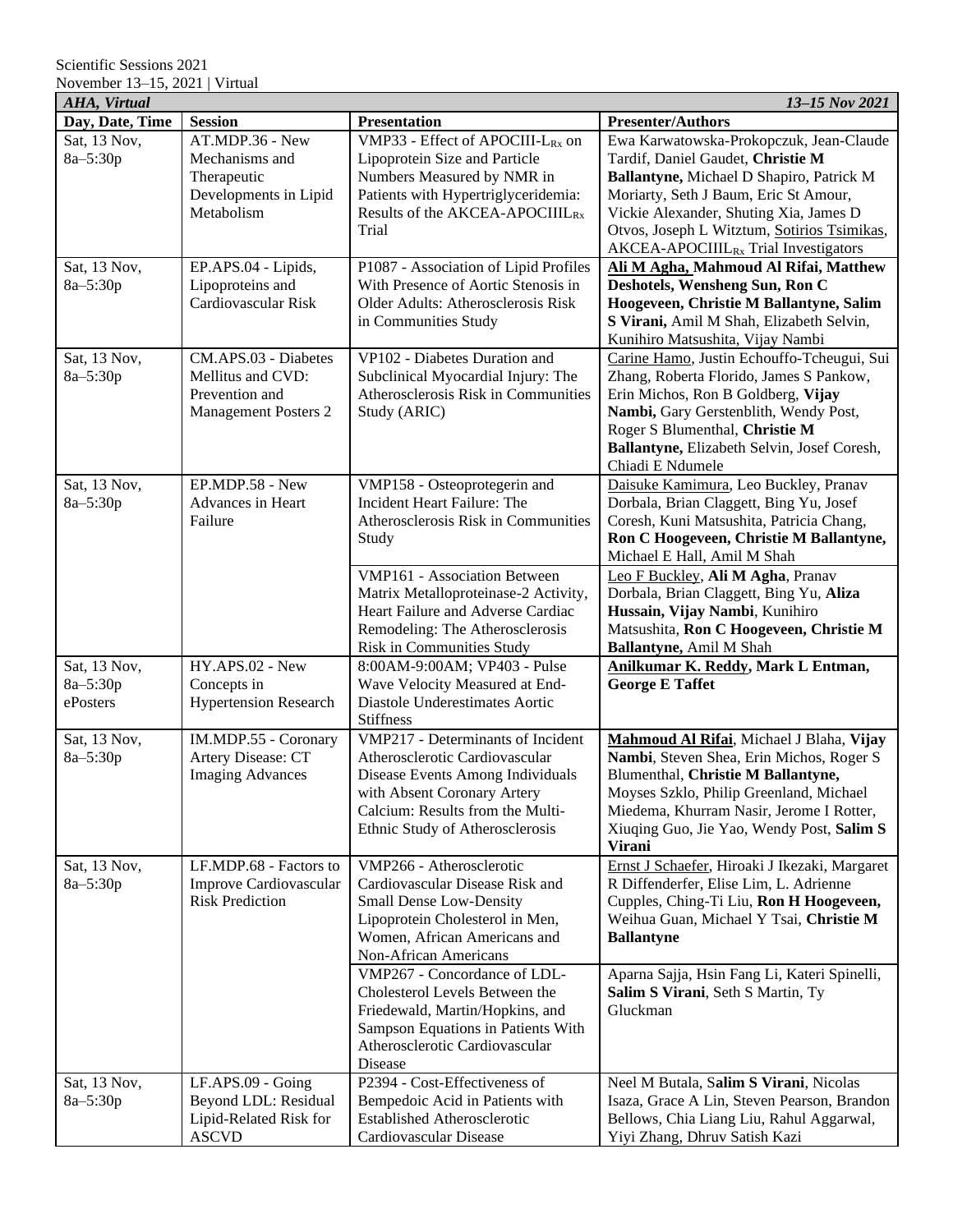Scientific Sessions 2021
November 13–15, 2021 | Virtual

| *AHA, Virtual* | | | *13–15 Nov 2021* |
|---|---|---|---|
| **Day, Date, Time** | **Session** | **Presentation** | **Presenter/Authors** |
| Sat, 13 Nov, 8a–5:30p | AT.MDP.36 - New Mechanisms and Therapeutic Developments in Lipid Metabolism | VMP33 - Effect of APOCIII-$L_{Rx}$ on Lipoprotein Size and Particle Numbers Measured by NMR in Patients with Hypertriglyceridemia: Results of the AKCEA-APOCIIIL$_{Rx}$ Trial | Ewa Karwatowska-Prokopczuk, Jean-Claude Tardif, Daniel Gaudet, **Christie M Ballantyne,** Michael D Shapiro, Patrick M Moriarty, Seth J Baum, Eric St Amour, Vickie Alexander, Shuting Xia, James D Otvos, Joseph L Witztum, Sotirios Tsimikas, AKCEA-APOCIIIL$_{Rx}$ Trial Investigators |
| Sat, 13 Nov, 8a–5:30p | EP.APS.04 - Lipids, Lipoproteins and Cardiovascular Risk | P1087 - Association of Lipid Profiles With Presence of Aortic Stenosis in Older Adults: Atherosclerosis Risk in Communities Study | **Ali M Agha, Mahmoud Al Rifai, Matthew Deshotels, Wensheng Sun, Ron C Hoogeveen, Christie M Ballantyne, Salim S Virani,** Amil M Shah, Elizabeth Selvin, Kunihiro Matsushita, Vijay Nambi |
| Sat, 13 Nov, 8a–5:30p | CM.APS.03 - Diabetes Mellitus and CVD: Prevention and Management Posters 2 | VP102 - Diabetes Duration and Subclinical Myocardial Injury: The Atherosclerosis Risk in Communities Study (ARIC) | Carine Hamo, Justin Echouffo-Tcheugui, Sui Zhang, Roberta Florido, James S Pankow, Erin Michos, Ron B Goldberg, **Vijay Nambi,** Gary Gerstenblith, Wendy Post, Roger S Blumenthal, **Christie M Ballantyne,** Elizabeth Selvin, Josef Coresh, Chiadi E Ndumele |
| Sat, 13 Nov, 8a–5:30p | EP.MDP.58 - New Advances in Heart Failure | VMP158 - Osteoprotegerin and Incident Heart Failure: The Atherosclerosis Risk in Communities Study | Daisuke Kamimura, Leo Buckley, Pranav Dorbala, Brian Claggett, Bing Yu, Josef Coresh, Kuni Matsushita, Patricia Chang, **Ron C Hoogeveen, Christie M Ballantyne,** Michael E Hall, Amil M Shah |
| | | VMP161 - Association Between Matrix Metalloproteinase-2 Activity, Heart Failure and Adverse Cardiac Remodeling: The Atherosclerosis Risk in Communities Study | Leo F Buckley, **Ali M Agha**, Pranav Dorbala, Brian Claggett, Bing Yu, **Aliza Hussain, Vijay Nambi**, Kunihiro Matsushita, **Ron C Hoogeveen, Christie M Ballantyne,** Amil M Shah |
| Sat, 13 Nov, 8a–5:30p ePosters | HY.APS.02 - New Concepts in Hypertension Research | 8:00AM-9:00AM; VP403 - Pulse Wave Velocity Measured at End-Diastole Underestimates Aortic Stiffness | **Anilkumar K. Reddy, Mark L Entman, George E Taffet** |
| Sat, 13 Nov, 8a–5:30p | IM.MDP.55 - Coronary Artery Disease: CT Imaging Advances | VMP217 - Determinants of Incident Atherosclerotic Cardiovascular Disease Events Among Individuals with Absent Coronary Artery Calcium: Results from the Multi-Ethnic Study of Atherosclerosis | **Mahmoud Al Rifai**, Michael J Blaha, **Vijay Nambi**, Steven Shea, Erin Michos, Roger S Blumenthal, **Christie M Ballantyne,** Moyses Szklo, Philip Greenland, Michael Miedema, Khurram Nasir, Jerome I Rotter, Xiuqing Guo, Jie Yao, Wendy Post, **Salim S Virani** |
| Sat, 13 Nov, 8a–5:30p | LF.MDP.68 - Factors to Improve Cardiovascular Risk Prediction | VMP266 - Atherosclerotic Cardiovascular Disease Risk and Small Dense Low-Density Lipoprotein Cholesterol in Men, Women, African Americans and Non-African Americans | Ernst J Schaefer, Hiroaki J Ikezaki, Margaret R Diffenderfer, Elise Lim, L. Adrienne Cupples, Ching-Ti Liu, **Ron H Hoogeveen,** Weihua Guan, Michael Y Tsai, **Christie M Ballantyne** |
| | | VMP267 - Concordance of LDL-Cholesterol Levels Between the Friedewald, Martin/Hopkins, and Sampson Equations in Patients With Atherosclerotic Cardiovascular Disease | Aparna Sajja, Hsin Fang Li, Kateri Spinelli, **Salim S Virani**, Seth S Martin, Ty Gluckman |
| Sat, 13 Nov, 8a–5:30p | LF.APS.09 - Going Beyond LDL: Residual Lipid-Related Risk for ASCVD | P2394 - Cost-Effectiveness of Bempedoic Acid in Patients with Established Atherosclerotic Cardiovascular Disease | Neel M Butala, **Salim S Virani**, Nicolas Isaza, Grace A Lin, Steven Pearson, Brandon Bellows, Chia Liang Liu, Rahul Aggarwal, Yiyi Zhang, Dhruv Satish Kazi |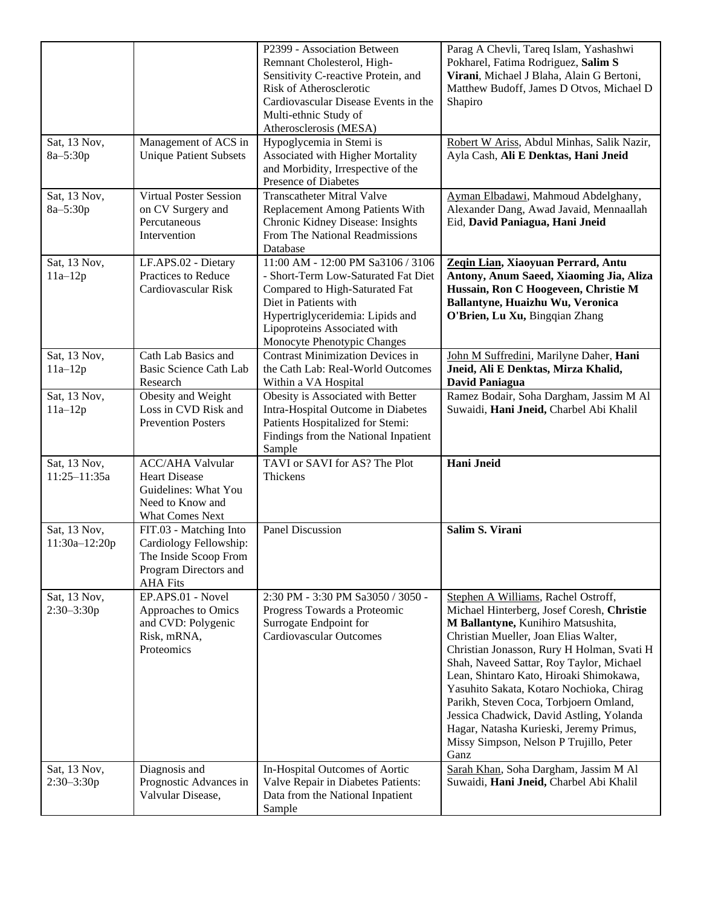| | | | |
|---|---|---|---|
| | | P2399 - Association Between Remnant Cholesterol, High-Sensitivity C-reactive Protein, and Risk of Atherosclerotic Cardiovascular Disease Events in the Multi-ethnic Study of Atherosclerosis (MESA) | Parag A Chevli, Tareq Islam, Yashashwi Pokharel, Fatima Rodriguez, **Salim S Virani**, Michael J Blaha, Alain G Bertoni, Matthew Budoff, James D Otvos, Michael D Shapiro |
| Sat, 13 Nov, 8a–5:30p | Management of ACS in Unique Patient Subsets | Hypoglycemia in Stemi is Associated with Higher Mortality and Morbidity, Irrespective of the Presence of Diabetes | Robert W Ariss, Abdul Minhas, Salik Nazir, Ayla Cash, **Ali E Denktas, Hani Jneid** |
| Sat, 13 Nov, 8a–5:30p | Virtual Poster Session on CV Surgery and Percutaneous Intervention | Transcatheter Mitral Valve Replacement Among Patients With Chronic Kidney Disease: Insights From The National Readmissions Database | Ayman Elbadawi, Mahmoud Abdelghany, Alexander Dang, Awad Javaid, Mennaallah Eid, **David Paniagua, Hani Jneid** |
| Sat, 13 Nov, 11a–12p | LF.APS.02 - Dietary Practices to Reduce Cardiovascular Risk | 11:00 AM - 12:00 PM Sa3106 / 3106 - Short-Term Low-Saturated Fat Diet Compared to High-Saturated Fat Diet in Patients with Hypertriglyceridemia: Lipids and Lipoproteins Associated with Monocyte Phenotypic Changes | **Zeqin Lian, Xiaoyuan Perrard, Antu Antony, Anum Saeed, Xiaoming Jia, Aliza Hussain, Ron C Hoogeveen, Christie M Ballantyne, Huaizhu Wu, Veronica O'Brien, Lu Xu,** Bingqian Zhang |
| Sat, 13 Nov, 11a–12p | Cath Lab Basics and Basic Science Cath Lab Research | Contrast Minimization Devices in the Cath Lab: Real-World Outcomes Within a VA Hospital | John M Suffredini, Marilyne Daher, **Hani Jneid, Ali E Denktas, Mirza Khalid, David Paniagua** |
| Sat, 13 Nov, 11a–12p | Obesity and Weight Loss in CVD Risk and Prevention Posters | Obesity is Associated with Better Intra-Hospital Outcome in Diabetes Patients Hospitalized for Stemi: Findings from the National Inpatient Sample | Ramez Bodair, Soha Dargham, Jassim M Al Suwaidi, **Hani Jneid,** Charbel Abi Khalil |
| Sat, 13 Nov, 11:25–11:35a | ACC/AHA Valvular Heart Disease Guidelines: What You Need to Know and What Comes Next | TAVI or SAVI for AS? The Plot Thickens | **Hani Jneid** |
| Sat, 13 Nov, 11:30a–12:20p | FIT.03 - Matching Into Cardiology Fellowship: The Inside Scoop From Program Directors and AHA Fits | Panel Discussion | **Salim S. Virani** |
| Sat, 13 Nov, 2:30–3:30p | EP.APS.01 - Novel Approaches to Omics and CVD: Polygenic Risk, mRNA, Proteomics | 2:30 PM - 3:30 PM Sa3050 / 3050 - Progress Towards a Proteomic Surrogate Endpoint for Cardiovascular Outcomes | Stephen A Williams, Rachel Ostroff, Michael Hinterberg, Josef Coresh, **Christie M Ballantyne,** Kunihiro Matsushita, Christian Mueller, Joan Elias Walter, Christian Jonasson, Rury H Holman, Svati H Shah, Naveed Sattar, Roy Taylor, Michael Lean, Shintaro Kato, Hiroaki Shimokawa, Yasuhito Sakata, Kotaro Nochioka, Chirag Parikh, Steven Coca, Torbjoern Omland, Jessica Chadwick, David Astling, Yolanda Hagar, Natasha Kurieski, Jeremy Primus, Missy Simpson, Nelson P Trujillo, Peter Ganz |
| Sat, 13 Nov, 2:30–3:30p | Diagnosis and Prognostic Advances in Valvular Disease, | In-Hospital Outcomes of Aortic Valve Repair in Diabetes Patients: Data from the National Inpatient Sample | Sarah Khan, Soha Dargham, Jassim M Al Suwaidi, **Hani Jneid,** Charbel Abi Khalil |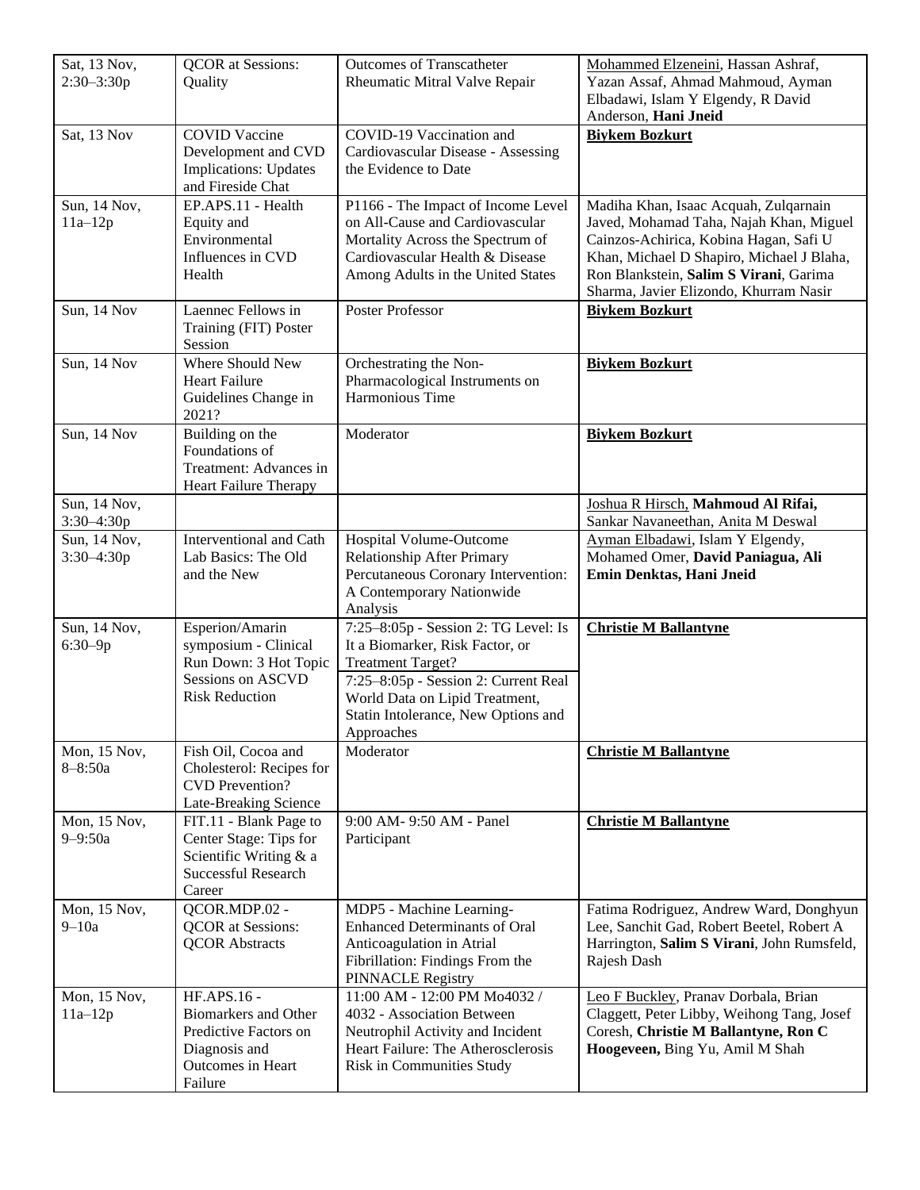| Sat, 13 Nov, 2:30–3:30p | QCOR at Sessions: Quality | Outcomes of Transcatheter Rheumatic Mitral Valve Repair | Mohammed Elzeneini, Hassan Ashraf, Yazan Assaf, Ahmad Mahmoud, Ayman Elbadawi, Islam Y Elgendy, R David Anderson, **Hani Jneid** |
|---|---|---|---|
| Sat, 13 Nov | COVID Vaccine Development and CVD Implications: Updates and Fireside Chat | COVID-19 Vaccination and Cardiovascular Disease - Assessing the Evidence to Date | **Biykem Bozkurt** |
| Sun, 14 Nov, 11a–12p | EP.APS.11 - Health Equity and Environmental Influences in CVD Health | P1166 - The Impact of Income Level on All-Cause and Cardiovascular Mortality Across the Spectrum of Cardiovascular Health & Disease Among Adults in the United States | Madiha Khan, Isaac Acquah, Zulqarnain Javed, Mohamad Taha, Najah Khan, Miguel Cainzos-Achirica, Kobina Hagan, Safi U Khan, Michael D Shapiro, Michael J Blaha, Ron Blankstein, **Salim S Virani**, Garima Sharma, Javier Elizondo, Khurram Nasir |
| Sun, 14 Nov | Laennec Fellows in Training (FIT) Poster Session | Poster Professor | **Biykem Bozkurt** |
| Sun, 14 Nov | Where Should New Heart Failure Guidelines Change in 2021? | Orchestrating the Non-Pharmacological Instruments on Harmonious Time | **Biykem Bozkurt** |
| Sun, 14 Nov | Building on the Foundations of Treatment: Advances in Heart Failure Therapy | Moderator | **Biykem Bozkurt** |
| Sun, 14 Nov, 3:30–4:30p | | | Joshua R Hirsch, **Mahmoud Al Rifai,** Sankar Navaneethan, Anita M Deswal |
| Sun, 14 Nov, 3:30–4:30p | Interventional and Cath Lab Basics: The Old and the New | Hospital Volume-Outcome Relationship After Primary Percutaneous Coronary Intervention: A Contemporary Nationwide Analysis | Ayman Elbadawi, Islam Y Elgendy, Mohamed Omer, **David Paniagua, Ali Emin Denktas, Hani Jneid** |
| Sun, 14 Nov, 6:30–9p | Esperion/Amarin symposium - Clinical Run Down: 3 Hot Topic Sessions on ASCVD Risk Reduction | 7:25–8:05p - Session 2: TG Level: Is It a Biomarker, Risk Factor, or Treatment Target?<br>7:25–8:05p - Session 2: Current Real World Data on Lipid Treatment, Statin Intolerance, New Options and Approaches | **Christie M Ballantyne** |
| Mon, 15 Nov, 8–8:50a | Fish Oil, Cocoa and Cholesterol: Recipes for CVD Prevention? Late-Breaking Science | Moderator | **Christie M Ballantyne** |
| Mon, 15 Nov, 9–9:50a | FIT.11 - Blank Page to Center Stage: Tips for Scientific Writing & a Successful Research Career | 9:00 AM- 9:50 AM - Panel Participant | **Christie M Ballantyne** |
| Mon, 15 Nov, 9–10a | QCOR.MDP.02 - QCOR at Sessions: QCOR Abstracts | MDP5 - Machine Learning-Enhanced Determinants of Oral Anticoagulation in Atrial Fibrillation: Findings From the PINNACLE Registry | Fatima Rodriguez, Andrew Ward, Donghyun Lee, Sanchit Gad, Robert Beetel, Robert A Harrington, **Salim S Virani**, John Rumsfeld, Rajesh Dash |
| Mon, 15 Nov, 11a–12p | HF.APS.16 - Biomarkers and Other Predictive Factors on Diagnosis and Outcomes in Heart Failure | 11:00 AM - 12:00 PM Mo4032 / 4032 - Association Between Neutrophil Activity and Incident Heart Failure: The Atherosclerosis Risk in Communities Study | Leo F Buckley, Pranav Dorbala, Brian Claggett, Peter Libby, Weihong Tang, Josef Coresh, **Christie M Ballantyne, Ron C Hoogeveen,** Bing Yu, Amil M Shah |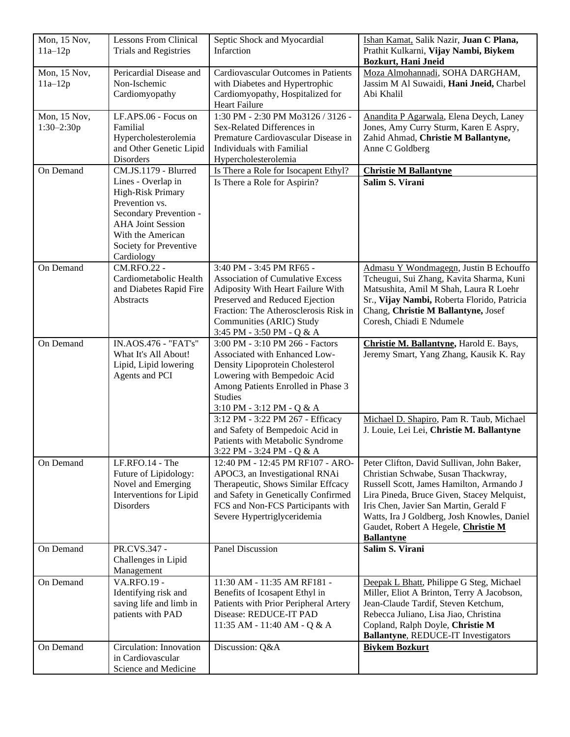| Mon, 15 Nov, 11a–12p | Lessons From Clinical Trials and Registries | Septic Shock and Myocardial Infarction | Ishan Kamat, Salik Nazir, **Juan C Plana,** Prathit Kulkarni, **Vijay Nambi, Biykem Bozkurt, Hani Jneid** |
|---|---|---|---|
| Mon, 15 Nov, 11a–12p | Pericardial Disease and Non-Ischemic Cardiomyopathy | Cardiovascular Outcomes in Patients with Diabetes and Hypertrophic Cardiomyopathy, Hospitalized for Heart Failure | Moza Almohannadi, SOHA DARGHAM, Jassim M Al Suwaidi, **Hani Jneid,** Charbel Abi Khalil |
| Mon, 15 Nov, 1:30–2:30p | LF.APS.06 - Focus on Familial Hypercholesterolemia and Other Genetic Lipid Disorders | 1:30 PM - 2:30 PM Mo3126 / 3126 - Sex-Related Differences in Premature Cardiovascular Disease in Individuals with Familial Hypercholesterolemia | Anandita P Agarwala, Elena Deych, Laney Jones, Amy Curry Sturm, Karen E Aspry, Zahid Ahmad, **Christie M Ballantyne,** Anne C Goldberg |
| On Demand | CM.JS.1179 - Blurred Lines - Overlap in High-Risk Primary Prevention vs. Secondary Prevention - AHA Joint Session With the American Society for Preventive Cardiology | Is There a Role for Isocapent Ethyl? | **Christie M Ballantyne** |
| | | Is There a Role for Aspirin? | **Salim S. Virani** |
| On Demand | CM.RFO.22 - Cardiometabolic Health and Diabetes Rapid Fire Abstracts | 3:40 PM - 3:45 PM RF65 - Association of Cumulative Excess Adiposity With Heart Failure With Preserved and Reduced Ejection Fraction: The Atherosclerosis Risk in Communities (ARIC) Study 3:45 PM - 3:50 PM - Q & A | Admasu Y Wondmagegn, Justin B Echouffo Tcheugui, Sui Zhang, Kavita Sharma, Kuni Matsushita, Amil M Shah, Laura R Loehr Sr., **Vijay Nambi,** Roberta Florido, Patricia Chang, **Christie M Ballantyne,** Josef Coresh, Chiadi E Ndumele |
| On Demand | IN.AOS.476 - "FAT's" What It's All About! Lipid, Lipid lowering Agents and PCI | 3:00 PM - 3:10 PM 266 - Factors Associated with Enhanced Low-Density Lipoprotein Cholesterol Lowering with Bempedoic Acid Among Patients Enrolled in Phase 3 Studies 3:10 PM - 3:12 PM - Q & A | **Christie M. Ballantyne,** Harold E. Bays, Jeremy Smart, Yang Zhang, Kausik K. Ray |
| | | 3:12 PM - 3:22 PM 267 - Efficacy and Safety of Bempedoic Acid in Patients with Metabolic Syndrome 3:22 PM - 3:24 PM - Q & A | Michael D. Shapiro, Pam R. Taub, Michael J. Louie, Lei Lei, **Christie M. Ballantyne** |
| On Demand | LF.RFO.14 - The Future of Lipidology: Novel and Emerging Interventions for Lipid Disorders | 12:40 PM - 12:45 PM RF107 - ARO-APOC3, an Investigational RNAi Therapeutic, Shows Similar Effcacy and Safety in Genetically Confirmed FCS and Non-FCS Participants with Severe Hypertriglyceridemia | Peter Clifton, David Sullivan, John Baker, Christian Schwabe, Susan Thackwray, Russell Scott, James Hamilton, Armando J Lira Pineda, Bruce Given, Stacey Melquist, Iris Chen, Javier San Martin, Gerald F Watts, Ira J Goldberg, Josh Knowles, Daniel Gaudet, Robert A Hegele, **Christie M Ballantyne** |
| On Demand | PR.CVS.347 - Challenges in Lipid Management | Panel Discussion | **Salim S. Virani** |
| On Demand | VA.RFO.19 - Identifying risk and saving life and limb in patients with PAD | 11:30 AM - 11:35 AM RF181 - Benefits of Icosapent Ethyl in Patients with Prior Peripheral Artery Disease: REDUCE-IT PAD 11:35 AM - 11:40 AM - Q & A | Deepak L Bhatt, Philippe G Steg, Michael Miller, Eliot A Brinton, Terry A Jacobson, Jean-Claude Tardif, Steven Ketchum, Rebecca Juliano, Lisa Jiao, Christina Copland, Ralph Doyle, **Christie M Ballantyne**, REDUCE-IT Investigators |
| On Demand | Circulation: Innovation in Cardiovascular Science and Medicine | Discussion: Q&A | **Biykem Bozkurt** |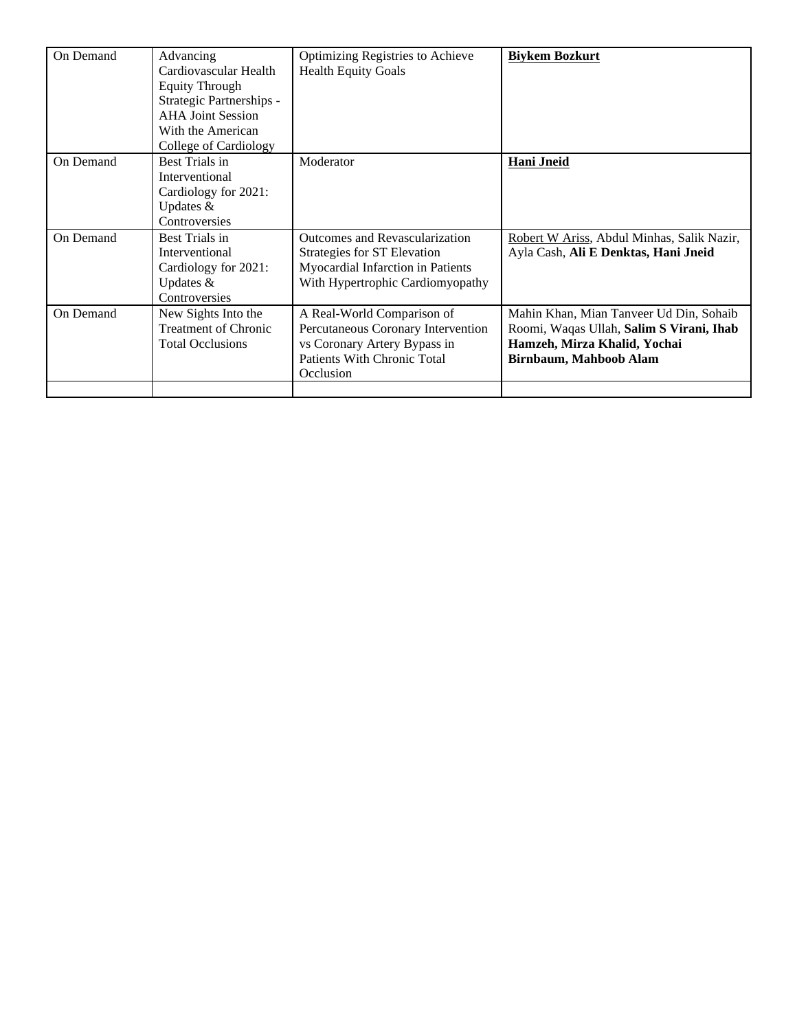| | | | |
|---|---|---|---|
| On Demand | Advancing Cardiovascular Health Equity Through Strategic Partnerships - AHA Joint Session With the American College of Cardiology | Optimizing Registries to Achieve Health Equity Goals | **Biykem Bozkurt** |
| On Demand | Best Trials in Interventional Cardiology for 2021: Updates & Controversies | Moderator | **Hani Jneid** |
| On Demand | Best Trials in Interventional Cardiology for 2021: Updates & Controversies | Outcomes and Revascularization Strategies for ST Elevation Myocardial Infarction in Patients With Hypertrophic Cardiomyopathy | Robert W Ariss, Abdul Minhas, Salik Nazir, Ayla Cash, **Ali E Denktas, Hani Jneid** |
| On Demand | New Sights Into the Treatment of Chronic Total Occlusions | A Real-World Comparison of Percutaneous Coronary Intervention vs Coronary Artery Bypass in Patients With Chronic Total Occlusion | Mahin Khan, Mian Tanveer Ud Din, Sohaib Roomi, Waqas Ullah, **Salim S Virani, Ihab Hamzeh, Mirza Khalid, Yochai Birnbaum, Mahboob Alam** |
| | | | |